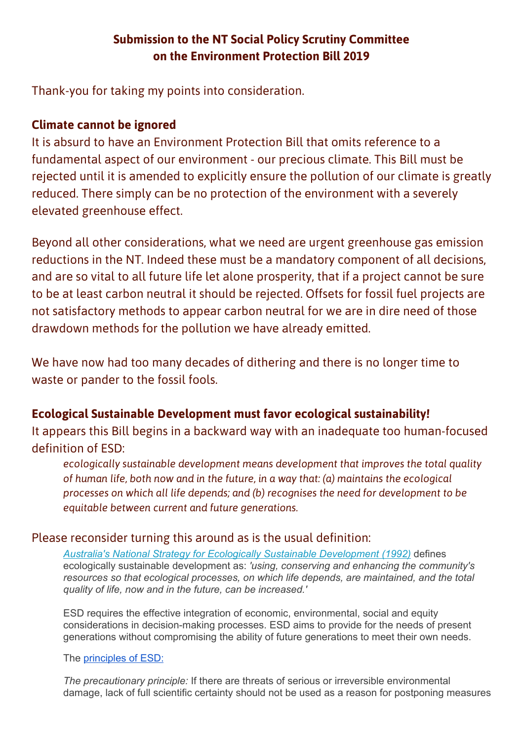## Submission to the NT Social Policy Scrutiny Committee on the Environment Protection Bill 2019

Thank-you for taking my points into consideration.

### Climate cannot be ignored

It is absurd to have an Environment Protection Bill that omits reference to a fundamental aspect of our environment - our precious climate. This Bill must be rejected until it is amended to explicitly ensure the pollution of our climate is greatly reduced. There simply can be no protection of the environment with a severely elevated greenhouse effect.

Beyond all other considerations, what we need are urgent greenhouse gas emission reductions in the NT. Indeed these must be a mandatory component of all decisions, and are so vital to all future life let alone prosperity, that if a project cannot be sure to be at least carbon neutral it should be rejected. Offsets for fossil fuel projects are not satisfactory methods to appear carbon neutral for we are in dire need of those drawdown methods for the pollution we have already emitted.

We have now had too many decades of dithering and there is no longer time to waste or pander to the fossil fools.

### Ecological Sustainable Development must favor ecological sustainability!

It appears this Bill begins in a backward way with an inadequate too human-focused definition of ESD:

> *ecologically sustainable development means development that improves the total quality of human life, both now and in the future, in a way that: (a) maintains the ecological processes on which all life depends; and (b) recognises the need for development to be equitable between current and future generations.*

Please reconsider turning this around as is the usual definition:

> [Australia's National Strategy for Ecologically Sustainable Development (1992)]() defines ecologically sustainable development as: *'using, conserving and enhancing the community's resources so that ecological processes, on which life depends, are maintained, and the total quality of life, now and in the future, can be increased.'*
>
> ESD requires the effective integration of economic, environmental, social and equity considerations in decision-making processes. ESD aims to provide for the needs of present generations without compromising the ability of future generations to meet their own needs.
>
> The [principles of ESD:]()
>
> *The precautionary principle:* If there are threats of serious or irreversible environmental damage, lack of full scientific certainty should not be used as a reason for postponing measures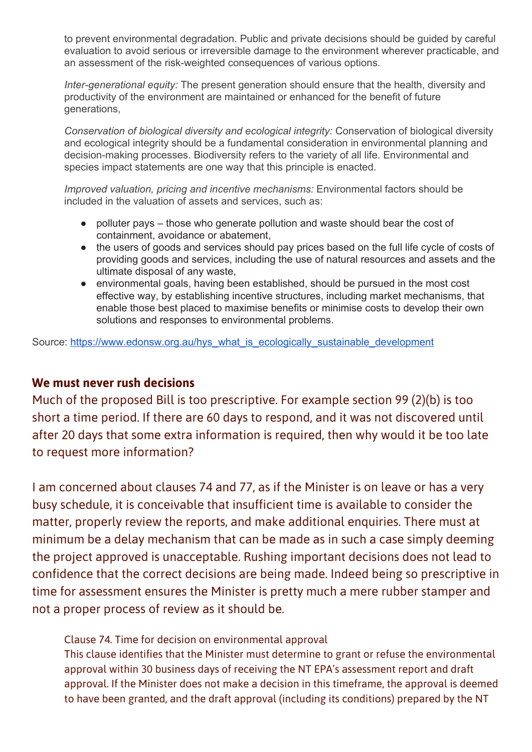to prevent environmental degradation. Public and private decisions should be guided by careful evaluation to avoid serious or irreversible damage to the environment wherever practicable, and an assessment of the risk-weighted consequences of various options.

*Inter-generational equity:* The present generation should ensure that the health, diversity and productivity of the environment are maintained or enhanced for the benefit of future generations,

*Conservation of biological diversity and ecological integrity:* Conservation of biological diversity and ecological integrity should be a fundamental consideration in environmental planning and decision-making processes. Biodiversity refers to the variety of all life. Environmental and species impact statements are one way that this principle is enacted.

*Improved valuation, pricing and incentive mechanisms:* Environmental factors should be included in the valuation of assets and services, such as:

- polluter pays – those who generate pollution and waste should bear the cost of containment, avoidance or abatement,
- the users of goods and services should pay prices based on the full life cycle of costs of providing goods and services, including the use of natural resources and assets and the ultimate disposal of any waste,
- environmental goals, having been established, should be pursued in the most cost effective way, by establishing incentive structures, including market mechanisms, that enable those best placed to maximise benefits or minimise costs to develop their own solutions and responses to environmental problems.

Source: https://www.edonsw.org.au/hys_what_is_ecologically_sustainable_development

## We must never rush decisions

Much of the proposed Bill is too prescriptive. For example section 99 (2)(b) is too short a time period. If there are 60 days to respond, and it was not discovered until after 20 days that some extra information is required, then why would it be too late to request more information?

I am concerned about clauses 74 and 77, as if the Minister is on leave or has a very busy schedule, it is conceivable that insufficient time is available to consider the matter, properly review the reports, and make additional enquiries. There must at minimum be a delay mechanism that can be made as in such a case simply deeming the project approved is unacceptable. Rushing important decisions does not lead to confidence that the correct decisions are being made. Indeed being so prescriptive in time for assessment ensures the Minister is pretty much a mere rubber stamper and not a proper process of review as it should be.

> Clause 74. Time for decision on environmental approval
> This clause identifies that the Minister must determine to grant or refuse the environmental approval within 30 business days of receiving the NT EPA's assessment report and draft approval. If the Minister does not make a decision in this timeframe, the approval is deemed to have been granted, and the draft approval (including its conditions) prepared by the NT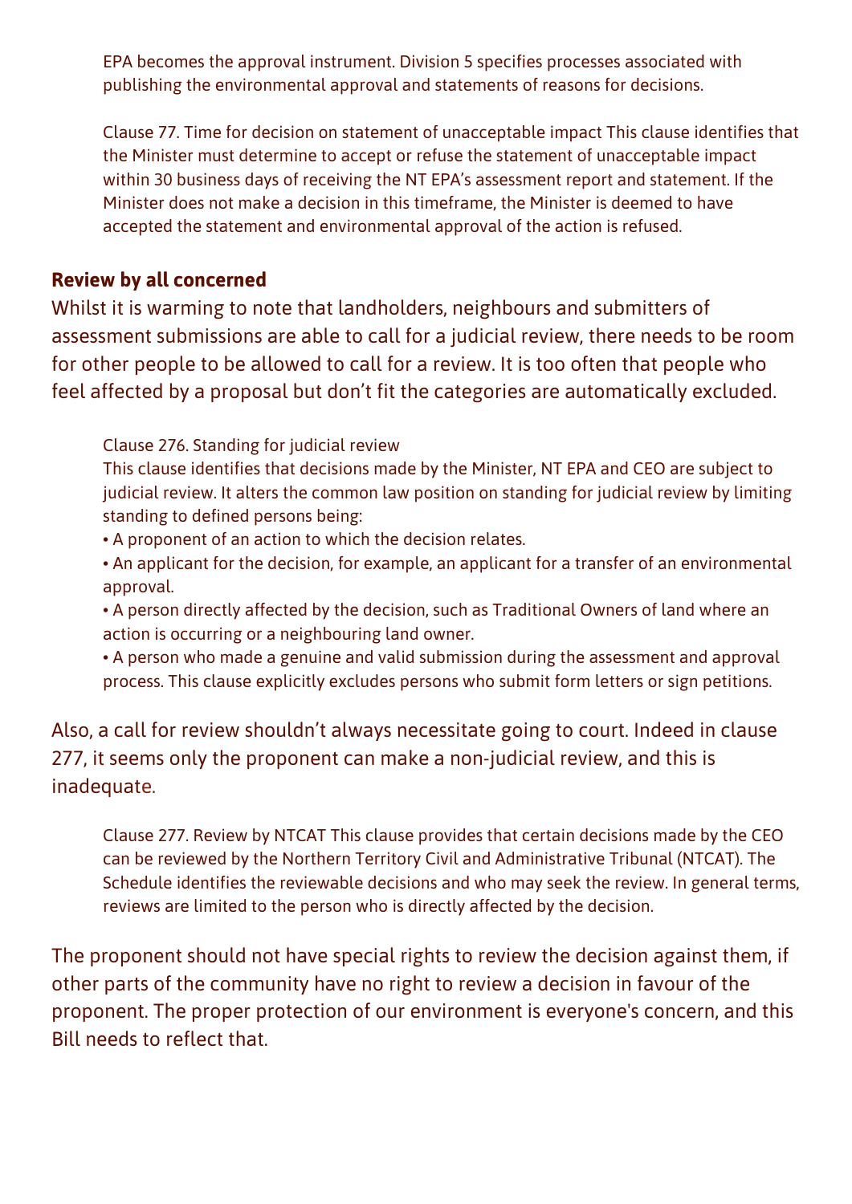> EPA becomes the approval instrument. Division 5 specifies processes associated with publishing the environmental approval and statements of reasons for decisions.
>
> Clause 77. Time for decision on statement of unacceptable impact This clause identifies that the Minister must determine to accept or refuse the statement of unacceptable impact within 30 business days of receiving the NT EPA's assessment report and statement. If the Minister does not make a decision in this timeframe, the Minister is deemed to have accepted the statement and environmental approval of the action is refused.

**Review by all concerned**

Whilst it is warming to note that landholders, neighbours and submitters of assessment submissions are able to call for a judicial review, there needs to be room for other people to be allowed to call for a review. It is too often that people who feel affected by a proposal but don't fit the categories are automatically excluded.

> Clause 276. Standing for judicial review
> This clause identifies that decisions made by the Minister, NT EPA and CEO are subject to judicial review. It alters the common law position on standing for judicial review by limiting standing to defined persons being:
> - A proponent of an action to which the decision relates.
> - An applicant for the decision, for example, an applicant for a transfer of an environmental approval.
> - A person directly affected by the decision, such as Traditional Owners of land where an action is occurring or a neighbouring land owner.
> - A person who made a genuine and valid submission during the assessment and approval process. This clause explicitly excludes persons who submit form letters or sign petitions.

Also, a call for review shouldn't always necessitate going to court. Indeed in clause 277, it seems only the proponent can make a non-judicial review, and this is inadequate.

> Clause 277. Review by NTCAT This clause provides that certain decisions made by the CEO can be reviewed by the Northern Territory Civil and Administrative Tribunal (NTCAT). The Schedule identifies the reviewable decisions and who may seek the review. In general terms, reviews are limited to the person who is directly affected by the decision.

The proponent should not have special rights to review the decision against them, if other parts of the community have no right to review a decision in favour of the proponent. The proper protection of our environment is everyone's concern, and this Bill needs to reflect that.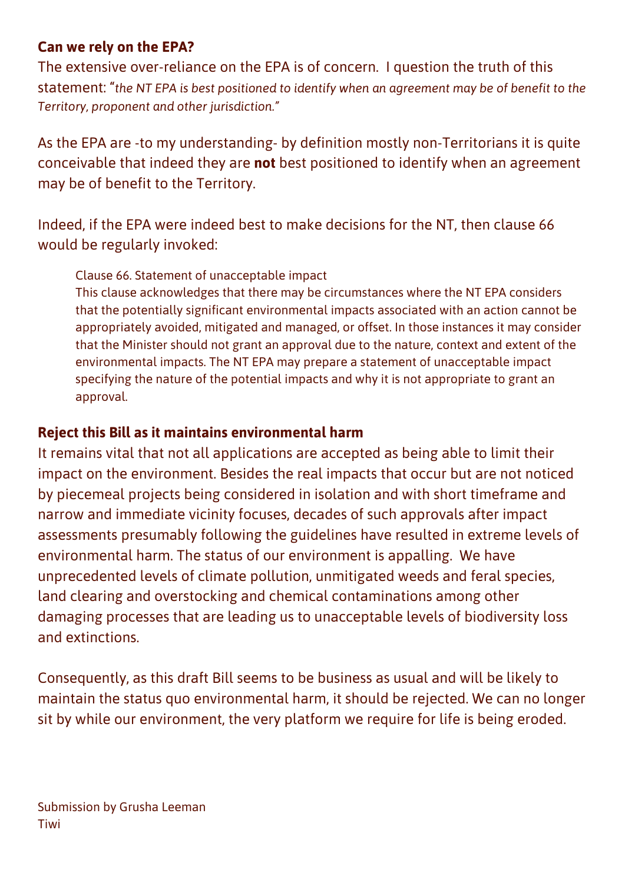### Can we rely on the EPA?

The extensive over-reliance on the EPA is of concern. I question the truth of this statement: "*the NT EPA is best positioned to identify when an agreement may be of benefit to the Territory, proponent and other jurisdiction.*"

As the EPA are -to my understanding- by definition mostly non-Territorians it is quite conceivable that indeed they are **not** best positioned to identify when an agreement may be of benefit to the Territory.

Indeed, if the EPA were indeed best to make decisions for the NT, then clause 66 would be regularly invoked:

> Clause 66. Statement of unacceptable impact
> This clause acknowledges that there may be circumstances where the NT EPA considers that the potentially significant environmental impacts associated with an action cannot be appropriately avoided, mitigated and managed, or offset. In those instances it may consider that the Minister should not grant an approval due to the nature, context and extent of the environmental impacts. The NT EPA may prepare a statement of unacceptable impact specifying the nature of the potential impacts and why it is not appropriate to grant an approval.

### Reject this Bill as it maintains environmental harm

It remains vital that not all applications are accepted as being able to limit their impact on the environment. Besides the real impacts that occur but are not noticed by piecemeal projects being considered in isolation and with short timeframe and narrow and immediate vicinity focuses, decades of such approvals after impact assessments presumably following the guidelines have resulted in extreme levels of environmental harm. The status of our environment is appalling. We have unprecedented levels of climate pollution, unmitigated weeds and feral species, land clearing and overstocking and chemical contaminations among other damaging processes that are leading us to unacceptable levels of biodiversity loss and extinctions.

Consequently, as this draft Bill seems to be business as usual and will be likely to maintain the status quo environmental harm, it should be rejected. We can no longer sit by while our environment, the very platform we require for life is being eroded.

Submission by Grusha Leeman
Tiwi